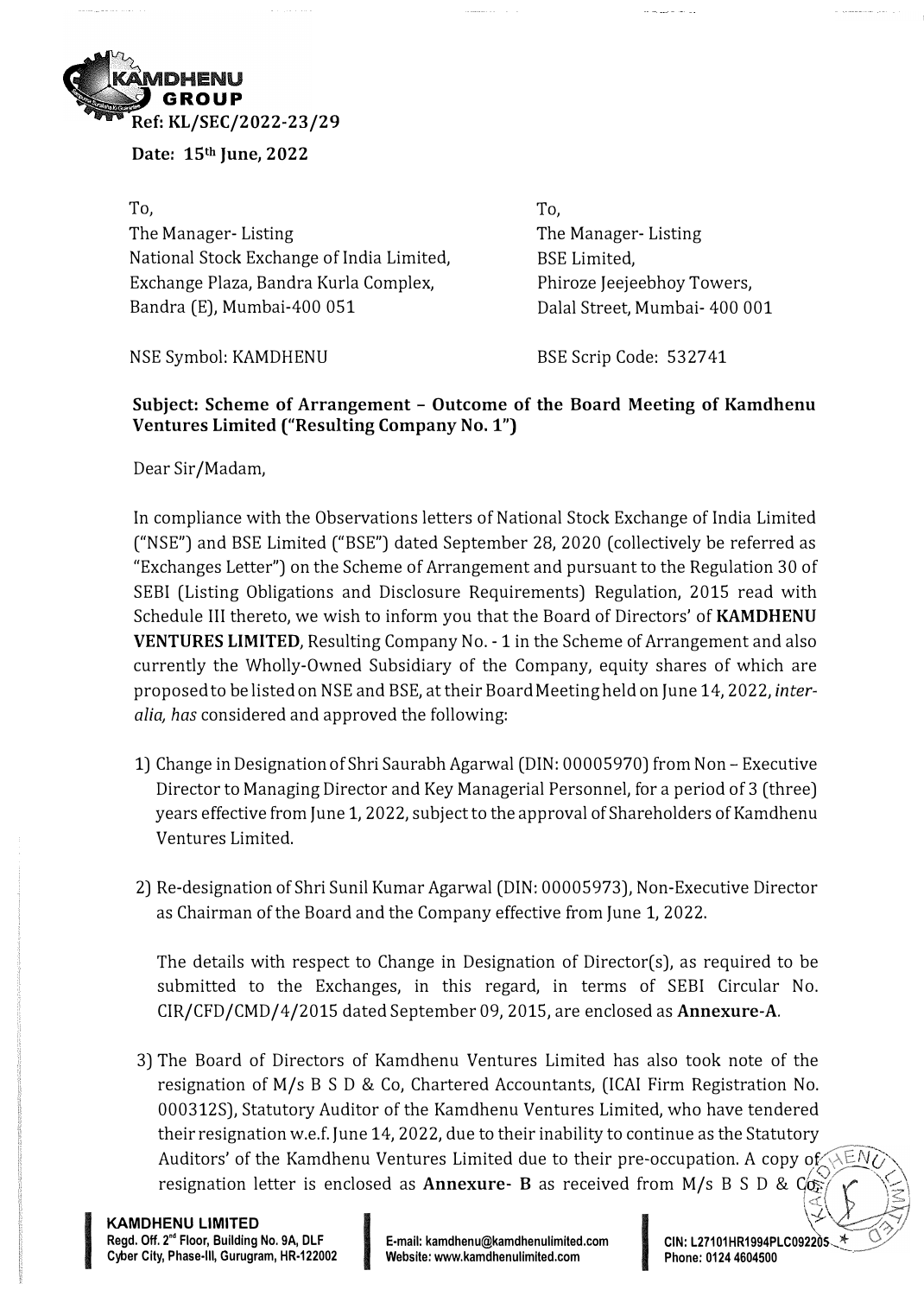KAMDHENU GROUP

Ref: KL/SEC/2022-23/29

**Date: 15th June, 2022**

To,
The Manager- Listing
National Stock Exchange of India Limited,
Exchange Plaza, Bandra Kurla Complex,
Bandra (E), Mumbai-400 051

NSE Symbol: KAMDHENU

To,
The Manager- Listing
BSE Limited,
Phiroze Jeejeebhoy Towers,
Dalal Street, Mumbai- 400 001

BSE Scrip Code: 532741

**Subject: Scheme of Arrangement – Outcome of the Board Meeting of Kamdhenu Ventures Limited ("Resulting Company No. 1")**

Dear Sir/Madam,

In compliance with the Observations letters of National Stock Exchange of India Limited ("NSE") and BSE Limited ("BSE") dated September 28, 2020 (collectively be referred as "Exchanges Letter") on the Scheme of Arrangement and pursuant to the Regulation 30 of SEBI (Listing Obligations and Disclosure Requirements) Regulation, 2015 read with Schedule III thereto, we wish to inform you that the Board of Directors' of **KAMDHENU VENTURES LIMITED**, Resulting Company No. - 1 in the Scheme of Arrangement and also currently the Wholly-Owned Subsidiary of the Company, equity shares of which are proposed to be listed on NSE and BSE, at their Board Meeting held on June 14, 2022, *inter-alia, has* considered and approved the following:

1) Change in Designation of Shri Saurabh Agarwal (DIN: 00005970) from Non – Executive Director to Managing Director and Key Managerial Personnel, for a period of 3 (three) years effective from June 1, 2022, subject to the approval of Shareholders of Kamdhenu Ventures Limited.

2) Re-designation of Shri Sunil Kumar Agarwal (DIN: 00005973), Non-Executive Director as Chairman of the Board and the Company effective from June 1, 2022.

   The details with respect to Change in Designation of Director(s), as required to be submitted to the Exchanges, in this regard, in terms of SEBI Circular No. CIR/CFD/CMD/4/2015 dated September 09, 2015, are enclosed as **Annexure-A**.

3) The Board of Directors of Kamdhenu Ventures Limited has also took note of the resignation of M/s B S D & Co, Chartered Accountants, (ICAI Firm Registration No. 000312S), Statutory Auditor of the Kamdhenu Ventures Limited, who have tendered their resignation w.e.f. June 14, 2022, due to their inability to continue as the Statutory Auditors' of the Kamdhenu Ventures Limited due to their pre-occupation. A copy of resignation letter is enclosed as **Annexure- B** as received from M/s B S D & Co.

**KAMDHENU LIMITED**
Regd. Off. 2nd Floor, Building No. 9A, DLF Cyber City, Phase-III, Gurugram, HR-122002
E-mail: kamdhenu@kamdhenulimited.com
Website: www.kamdhenulimited.com
CIN: L27101HR1994PLC092205
Phone: 0124 4604500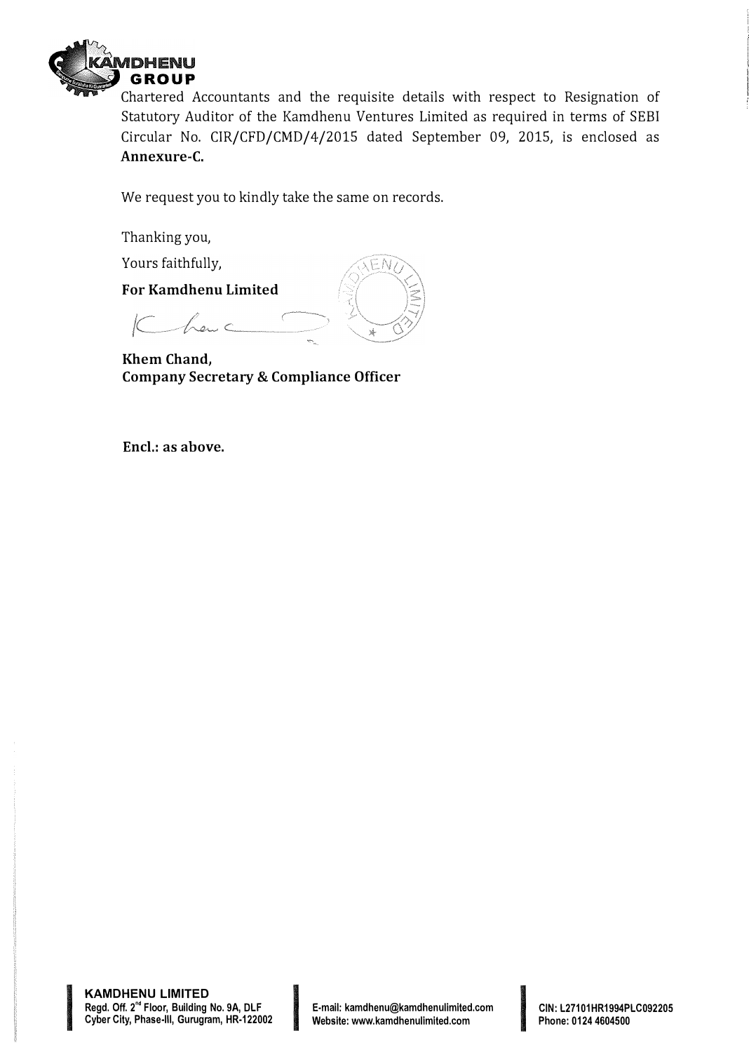Chartered Accountants and the requisite details with respect to Resignation of Statutory Auditor of the Kamdhenu Ventures Limited as required in terms of SEBI Circular No. CIR/CFD/CMD/4/2015 dated September 09, 2015, is enclosed as **Annexure-C.**

We request you to kindly take the same on records.

Thanking you,

Yours faithfully,

**For Kamdhenu Limited**

**Khem Chand,**
**Company Secretary & Compliance Officer**

**Encl.: as above.**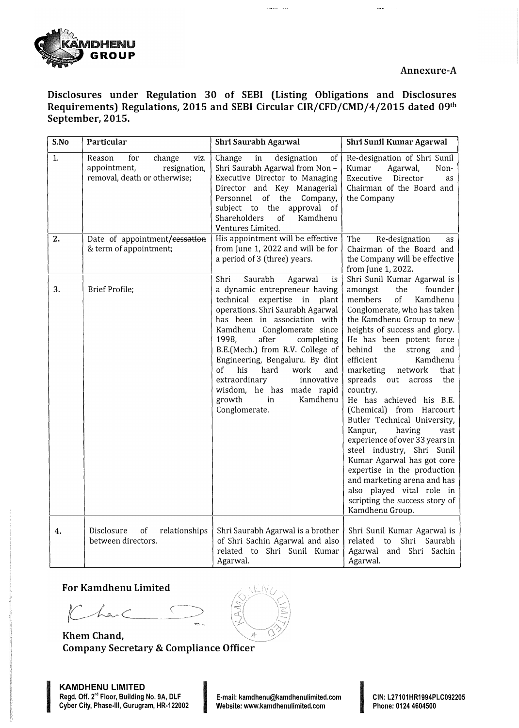**Annexure-A**

## Disclosures under Regulation 30 of SEBI (Listing Obligations and Disclosures Requirements) Regulations, 2015 and SEBI Circular CIR/CFD/CMD/4/2015 dated 09th September, 2015.

| S.No | Particular | Shri Saurabh Agarwal | Shri Sunil Kumar Agarwal |
|---|---|---|---|
| 1. | Reason for change viz. appointment, resignation, removal, death or otherwise; | Change in designation of Shri Saurabh Agarwal from Non – Executive Director to Managing Director and Key Managerial Personnel of the Company, subject to the approval of Shareholders of Kamdhenu Ventures Limited. | Re-designation of Shri Sunil Kumar Agarwal, Non-Executive Director as Chairman of the Board and the Company |
| 2. | Date of appointment/~~cessation~~ & term of appointment; | His appointment will be effective from June 1, 2022 and will be for a period of 3 (three) years. | The Re-designation as Chairman of the Board and the Company will be effective from June 1, 2022. |
| 3. | Brief Profile; | Shri Saurabh Agarwal is a dynamic entrepreneur having technical expertise in plant operations. Shri Saurabh Agarwal has been in association with Kamdhenu Conglomerate since 1998, after completing B.E.(Mech.) from R.V. College of Engineering, Bengaluru. By dint of his hard work and extraordinary innovative wisdom, he has made rapid growth in Kamdhenu Conglomerate. | Shri Sunil Kumar Agarwal is amongst the founder members of Kamdhenu Conglomerate, who has taken the Kamdhenu Group to new heights of success and glory. He has been potent force behind the strong and efficient Kamdhenu marketing network that spreads out across the country. He has achieved his B.E. (Chemical) from Harcourt Butler Technical University, Kanpur, having vast experience of over 33 years in steel industry, Shri Sunil Kumar Agarwal has got core expertise in the production and marketing arena and has also played vital role in scripting the success story of Kamdhenu Group. |
| 4. | Disclosure of relationships between directors. | Shri Saurabh Agarwal is a brother of Shri Sachin Agarwal and also related to Shri Sunil Kumar Agarwal. | Shri Sunil Kumar Agarwal is related to Shri Saurabh Agarwal and Shri Sachin Agarwal. |

**For Kamdhenu Limited**

**Khem Chand,**
**Company Secretary & Compliance Officer**

**KAMDHENU LIMITED**
Regd. Off. 2nd Floor, Building No. 9A, DLF Cyber City, Phase-III, Gurugram, HR-122002
E-mail: kamdhenu@kamdhenulimited.com
Website: www.kamdhenulimited.com
CIN: L27101HR1994PLC092205
Phone: 0124 4604500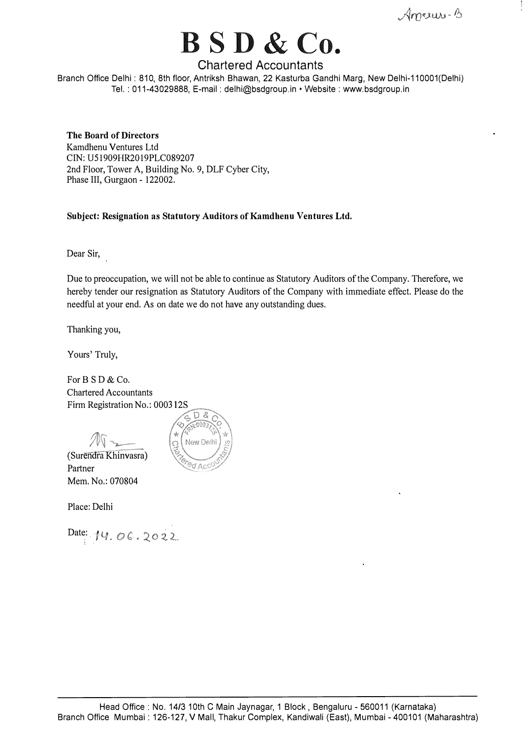Annexure-B

# B S D & Co.

Chartered Accountants

Branch Office Delhi : 810, 8th floor, Antriksh Bhawan, 22 Kasturba Gandhi Marg, New Delhi-110001(Delhi)
Tel. : 011-43029888, E-mail : delhi@bsdgroup.in • Website : www.bsdgroup.in

**The Board of Directors**
Kamdhenu Ventures Ltd
CIN: U51909HR2019PLC089207
2nd Floor, Tower A, Building No. 9, DLF Cyber City,
Phase III, Gurgaon - 122002.

**Subject: Resignation as Statutory Auditors of Kamdhenu Ventures Ltd.**

Dear Sir,

Due to preoccupation, we will not be able to continue as Statutory Auditors of the Company. Therefore, we hereby tender our resignation as Statutory Auditors of the Company with immediate effect. Please do the needful at your end. As on date we do not have any outstanding dues.

Thanking you,

Yours' Truly,

For B S D & Co.
Chartered Accountants
Firm Registration No.: 000312S

(Surendra Khinvasra)
Partner
Mem. No.: 070804

Place: Delhi

Date: 14.06.2022

Head Office : No. 14/3 10th C Main Jaynagar, 1 Block , Bengaluru - 560011 (Karnataka)
Branch Office Mumbai : 126-127, V Mall, Thakur Complex, Kandiwali (East), Mumbai - 400101 (Maharashtra)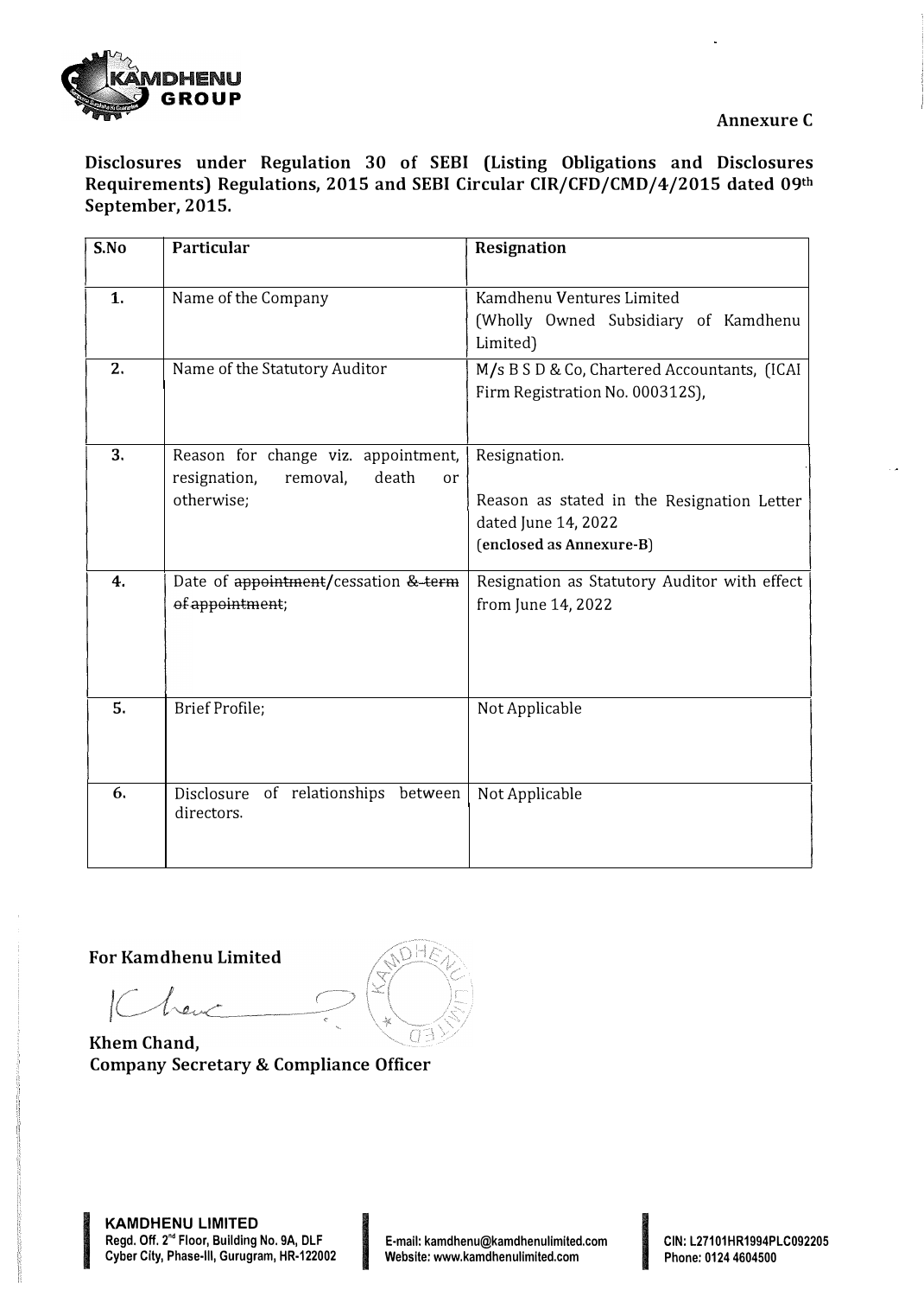**Annexure C**

**Disclosures under Regulation 30 of SEBI (Listing Obligations and Disclosures Requirements) Regulations, 2015 and SEBI Circular CIR/CFD/CMD/4/2015 dated 09th September, 2015.**

| S.No | Particular | Resignation |
|---|---|---|
| 1. | Name of the Company | Kamdhenu Ventures Limited (Wholly Owned Subsidiary of Kamdhenu Limited) |
| 2. | Name of the Statutory Auditor | M/s B S D & Co, Chartered Accountants, (ICAI Firm Registration No. 000312S), |
| 3. | Reason for change viz. appointment, resignation, removal, death or otherwise; | Resignation. Reason as stated in the Resignation Letter dated June 14, 2022 (**enclosed as Annexure-B**) |
| 4. | Date of ~~appointment~~/cessation ~~& term of appointment~~; | Resignation as Statutory Auditor with effect from June 14, 2022 |
| 5. | Brief Profile; | Not Applicable |
| 6. | Disclosure of relationships between directors. | Not Applicable |

**For Kamdhenu Limited**

**Khem Chand,**
**Company Secretary & Compliance Officer**

**KAMDHENU LIMITED**
Regd. Off. 2nd Floor, Building No. 9A, DLF Cyber City, Phase-III, Gurugram, HR-122002
E-mail: kamdhenu@kamdhenulimited.com
Website: www.kamdhenulimited.com
CIN: L27101HR1994PLC092205
Phone: 0124 4604500